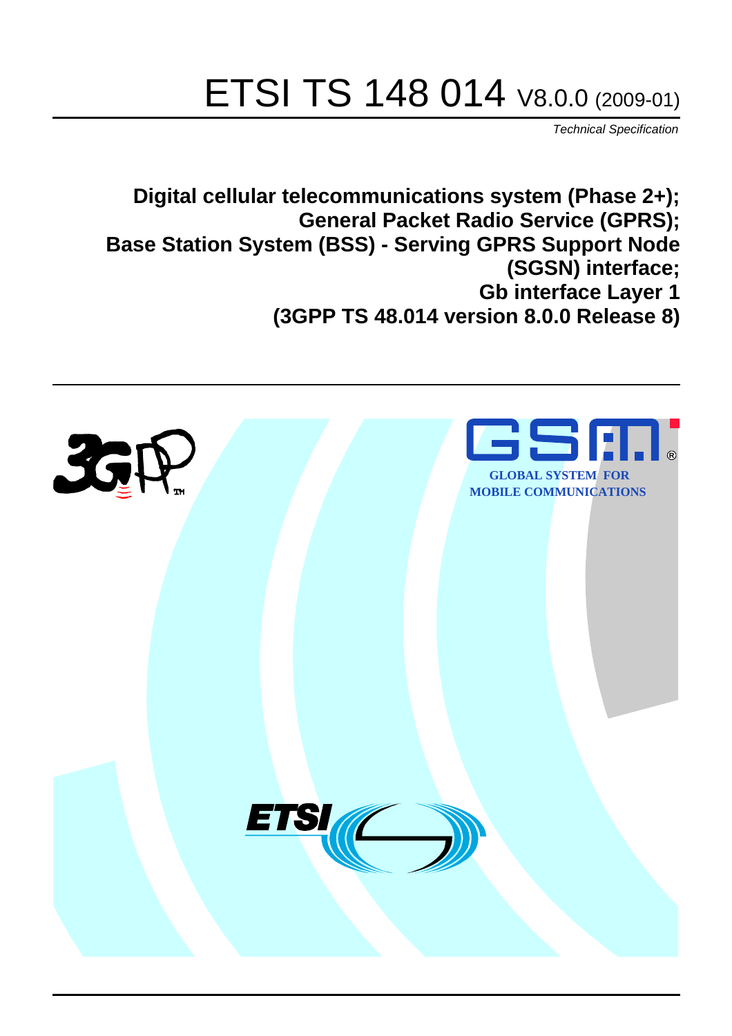# ETSI TS 148 014 V8.0.0 (2009-01)

*Technical Specification*

**Digital cellular telecommunications system (Phase 2+); General Packet Radio Service (GPRS); Base Station System (BSS) - Serving GPRS Support Node (SGSN) interface; Gb interface Layer 1 (3GPP TS 48.014 version 8.0.0 Release 8)**

GLOBAL SYSTEM FOR MOBILE COMMUNICATIONS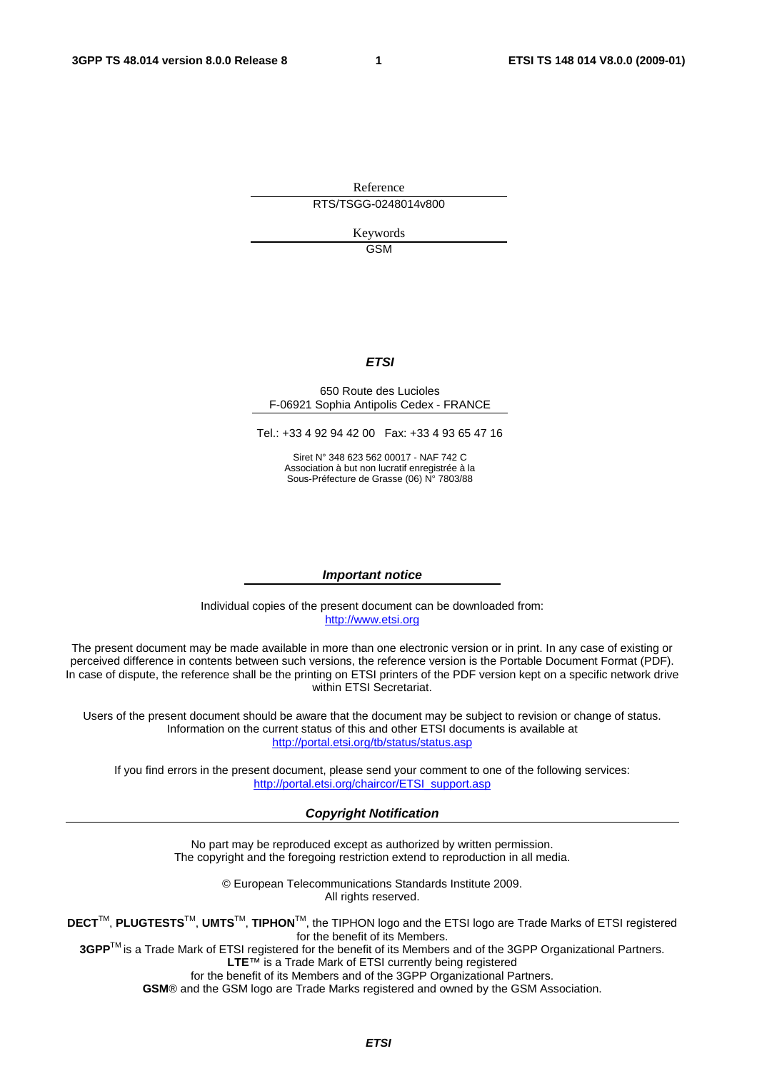Reference

RTS/TSGG-0248014v800

Keywords

GSM

***ETSI***

650 Route des Lucioles
F-06921 Sophia Antipolis Cedex - FRANCE

Tel.: +33 4 92 94 42 00   Fax: +33 4 93 65 47 16

Siret N° 348 623 562 00017 - NAF 742 C
Association à but non lucratif enregistrée à la
Sous-Préfecture de Grasse (06) N° 7803/88

***Important notice***

Individual copies of the present document can be downloaded from:
http://www.etsi.org

The present document may be made available in more than one electronic version or in print. In any case of existing or perceived difference in contents between such versions, the reference version is the Portable Document Format (PDF). In case of dispute, the reference shall be the printing on ETSI printers of the PDF version kept on a specific network drive within ETSI Secretariat.

Users of the present document should be aware that the document may be subject to revision or change of status. Information on the current status of this and other ETSI documents is available at
http://portal.etsi.org/tb/status/status.asp

If you find errors in the present document, please send your comment to one of the following services:
http://portal.etsi.org/chaircor/ETSI_support.asp

***Copyright Notification***

No part may be reproduced except as authorized by written permission.
The copyright and the foregoing restriction extend to reproduction in all media.

© European Telecommunications Standards Institute 2009.
All rights reserved.

**DECT**™, **PLUGTESTS**™, **UMTS**™, **TIPHON**™, the TIPHON logo and the ETSI logo are Trade Marks of ETSI registered for the benefit of its Members.
**3GPP**™ is a Trade Mark of ETSI registered for the benefit of its Members and of the 3GPP Organizational Partners.
**LTE**™ is a Trade Mark of ETSI currently being registered
for the benefit of its Members and of the 3GPP Organizational Partners.
**GSM**® and the GSM logo are Trade Marks registered and owned by the GSM Association.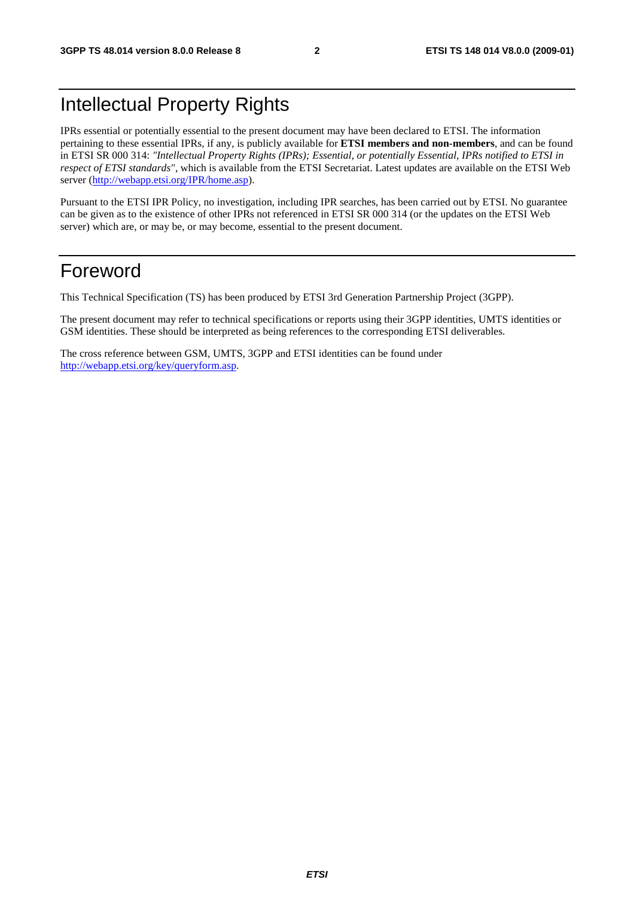# Intellectual Property Rights

IPRs essential or potentially essential to the present document may have been declared to ETSI. The information pertaining to these essential IPRs, if any, is publicly available for **ETSI members and non-members**, and can be found in ETSI SR 000 314: *"Intellectual Property Rights (IPRs); Essential, or potentially Essential, IPRs notified to ETSI in respect of ETSI standards"*, which is available from the ETSI Secretariat. Latest updates are available on the ETSI Web server (http://webapp.etsi.org/IPR/home.asp).

Pursuant to the ETSI IPR Policy, no investigation, including IPR searches, has been carried out by ETSI. No guarantee can be given as to the existence of other IPRs not referenced in ETSI SR 000 314 (or the updates on the ETSI Web server) which are, or may be, or may become, essential to the present document.

# Foreword

This Technical Specification (TS) has been produced by ETSI 3rd Generation Partnership Project (3GPP).

The present document may refer to technical specifications or reports using their 3GPP identities, UMTS identities or GSM identities. These should be interpreted as being references to the corresponding ETSI deliverables.

The cross reference between GSM, UMTS, 3GPP and ETSI identities can be found under http://webapp.etsi.org/key/queryform.asp.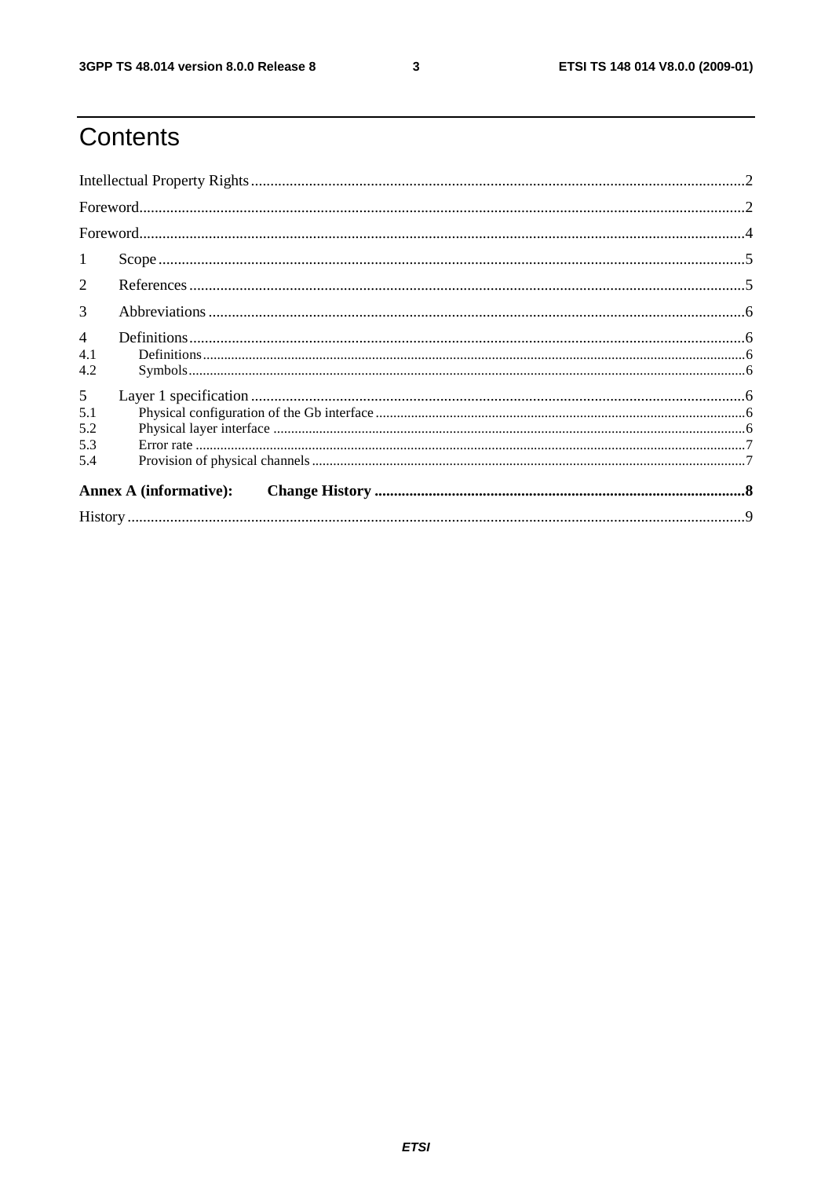# Contents

Intellectual Property Rights .......... 2

Foreword .......... 2

Foreword .......... 4

1 Scope .......... 5

2 References .......... 5

3 Abbreviations .......... 6

4 Definitions .......... 6

4.1 Definitions .......... 6

4.2 Symbols .......... 6

5 Layer 1 specification .......... 6

5.1 Physical configuration of the Gb interface .......... 6

5.2 Physical layer interface .......... 6

5.3 Error rate .......... 7

5.4 Provision of physical channels .......... 7

**Annex A (informative): Change History .......... 8**

History .......... 9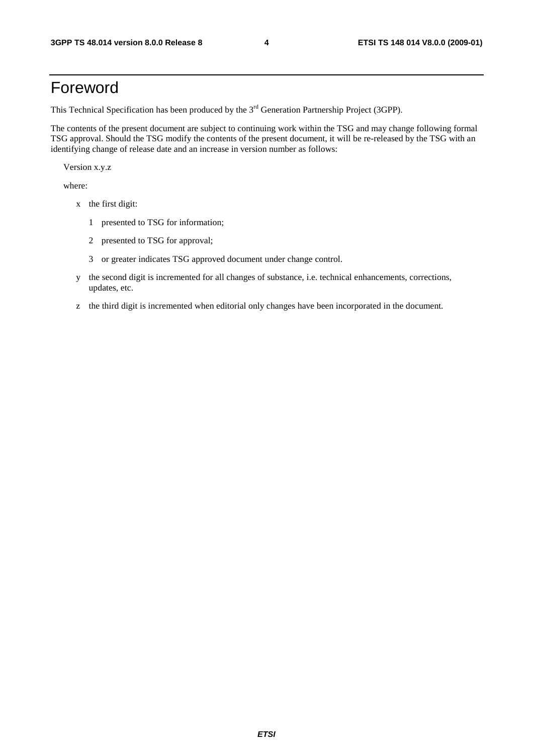# Foreword

This Technical Specification has been produced by the 3rd Generation Partnership Project (3GPP).

The contents of the present document are subject to continuing work within the TSG and may change following formal TSG approval. Should the TSG modify the contents of the present document, it will be re-released by the TSG with an identifying change of release date and an increase in version number as follows:

Version x.y.z

where:

- x the first digit:
  - 1 presented to TSG for information;
  - 2 presented to TSG for approval;
  - 3 or greater indicates TSG approved document under change control.
- y the second digit is incremented for all changes of substance, i.e. technical enhancements, corrections, updates, etc.
- z the third digit is incremented when editorial only changes have been incorporated in the document.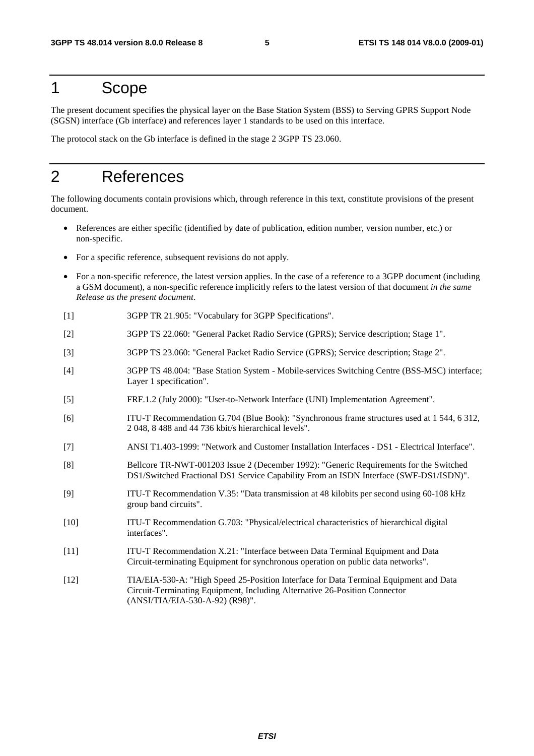# 1 Scope

The present document specifies the physical layer on the Base Station System (BSS) to Serving GPRS Support Node (SGSN) interface (Gb interface) and references layer 1 standards to be used on this interface.

The protocol stack on the Gb interface is defined in the stage 2 3GPP TS 23.060.

# 2 References

The following documents contain provisions which, through reference in this text, constitute provisions of the present document.

- References are either specific (identified by date of publication, edition number, version number, etc.) or non-specific.
- For a specific reference, subsequent revisions do not apply.
- For a non-specific reference, the latest version applies. In the case of a reference to a 3GPP document (including a GSM document), a non-specific reference implicitly refers to the latest version of that document *in the same Release as the present document*.

[1] 3GPP TR 21.905: "Vocabulary for 3GPP Specifications".

[2] 3GPP TS 22.060: "General Packet Radio Service (GPRS); Service description; Stage 1".

[3] 3GPP TS 23.060: "General Packet Radio Service (GPRS); Service description; Stage 2".

[4] 3GPP TS 48.004: "Base Station System - Mobile-services Switching Centre (BSS-MSC) interface; Layer 1 specification".

[5] FRF.1.2 (July 2000): "User-to-Network Interface (UNI) Implementation Agreement".

[6] ITU-T Recommendation G.704 (Blue Book): "Synchronous frame structures used at 1 544, 6 312, 2 048, 8 488 and 44 736 kbit/s hierarchical levels".

[7] ANSI T1.403-1999: "Network and Customer Installation Interfaces - DS1 - Electrical Interface".

[8] Bellcore TR-NWT-001203 Issue 2 (December 1992): "Generic Requirements for the Switched DS1/Switched Fractional DS1 Service Capability From an ISDN Interface (SWF-DS1/ISDN)".

[9] ITU-T Recommendation V.35: "Data transmission at 48 kilobits per second using 60-108 kHz group band circuits".

[10] ITU-T Recommendation G.703: "Physical/electrical characteristics of hierarchical digital interfaces".

[11] ITU-T Recommendation X.21: "Interface between Data Terminal Equipment and Data Circuit-terminating Equipment for synchronous operation on public data networks".

[12] TIA/EIA-530-A: "High Speed 25-Position Interface for Data Terminal Equipment and Data Circuit-Terminating Equipment, Including Alternative 26-Position Connector (ANSI/TIA/EIA-530-A-92) (R98)".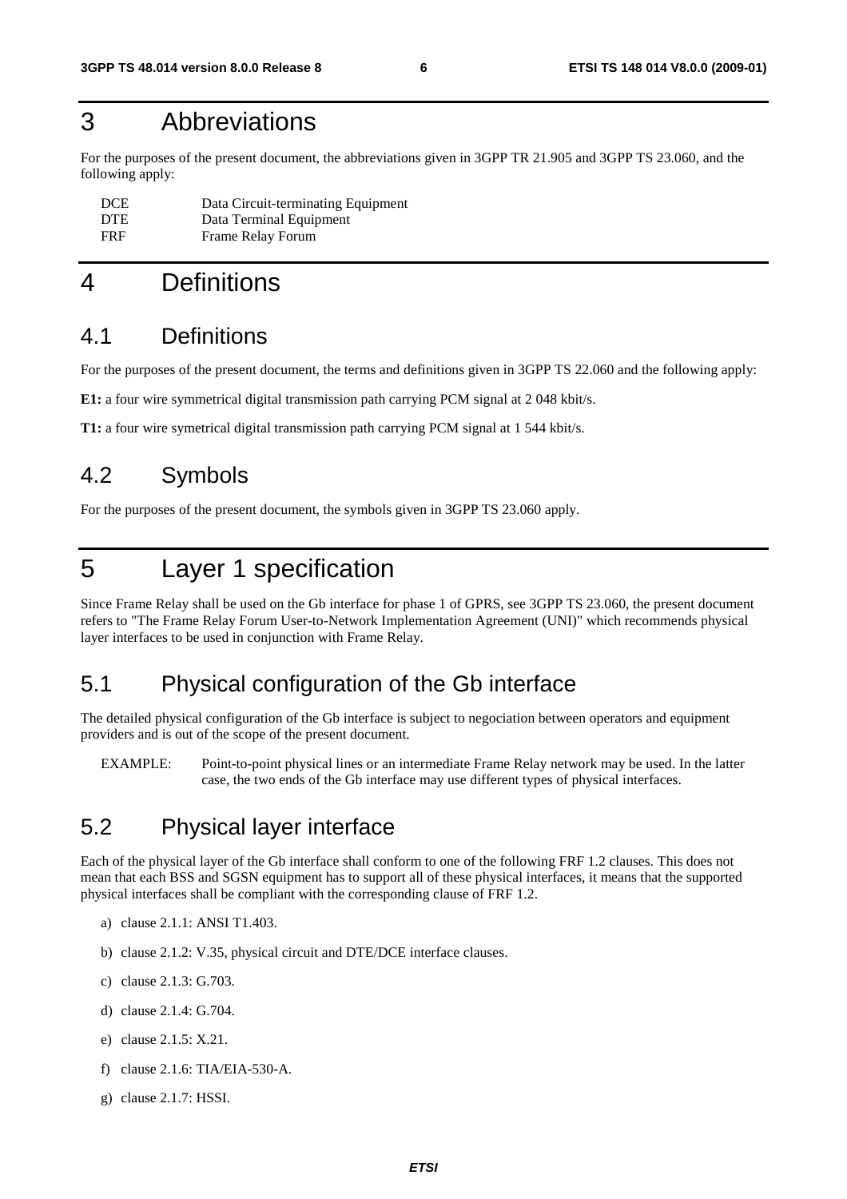# 3 Abbreviations

For the purposes of the present document, the abbreviations given in 3GPP TR 21.905 and 3GPP TS 23.060, and the following apply:

| | |
|---|---|
| DCE | Data Circuit-terminating Equipment |
| DTE | Data Terminal Equipment |
| FRF | Frame Relay Forum |

# 4 Definitions

## 4.1 Definitions

For the purposes of the present document, the terms and definitions given in 3GPP TS 22.060 and the following apply:

**E1:** a four wire symmetrical digital transmission path carrying PCM signal at 2 048 kbit/s.

**T1:** a four wire symetrical digital transmission path carrying PCM signal at 1 544 kbit/s.

## 4.2 Symbols

For the purposes of the present document, the symbols given in 3GPP TS 23.060 apply.

# 5 Layer 1 specification

Since Frame Relay shall be used on the Gb interface for phase 1 of GPRS, see 3GPP TS 23.060, the present document refers to "The Frame Relay Forum User-to-Network Implementation Agreement (UNI)" which recommends physical layer interfaces to be used in conjunction with Frame Relay.

## 5.1 Physical configuration of the Gb interface

The detailed physical configuration of the Gb interface is subject to negociation between operators and equipment providers and is out of the scope of the present document.

EXAMPLE: Point-to-point physical lines or an intermediate Frame Relay network may be used. In the latter case, the two ends of the Gb interface may use different types of physical interfaces.

## 5.2 Physical layer interface

Each of the physical layer of the Gb interface shall conform to one of the following FRF 1.2 clauses. This does not mean that each BSS and SGSN equipment has to support all of these physical interfaces, it means that the supported physical interfaces shall be compliant with the corresponding clause of FRF 1.2.

a) clause 2.1.1: ANSI T1.403.

b) clause 2.1.2: V.35, physical circuit and DTE/DCE interface clauses.

c) clause 2.1.3: G.703.

d) clause 2.1.4: G.704.

e) clause 2.1.5: X.21.

f) clause 2.1.6: TIA/EIA-530-A.

g) clause 2.1.7: HSSI.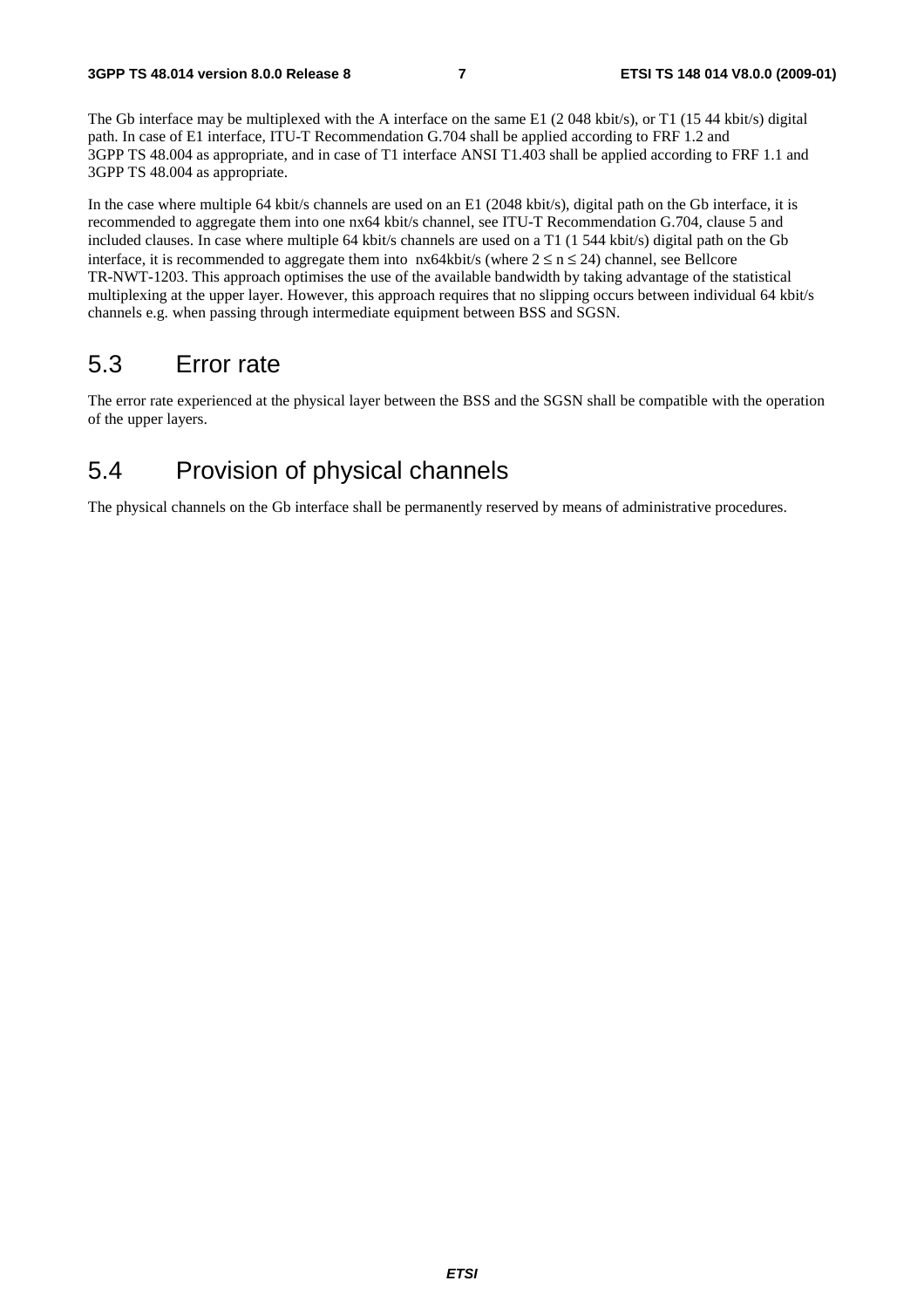The Gb interface may be multiplexed with the A interface on the same E1 (2 048 kbit/s), or T1 (15 44 kbit/s) digital path. In case of E1 interface, ITU-T Recommendation G.704 shall be applied according to FRF 1.2 and 3GPP TS 48.004 as appropriate, and in case of T1 interface ANSI T1.403 shall be applied according to FRF 1.1 and 3GPP TS 48.004 as appropriate.

In the case where multiple 64 kbit/s channels are used on an E1 (2048 kbit/s), digital path on the Gb interface, it is recommended to aggregate them into one nx64 kbit/s channel, see ITU-T Recommendation G.704, clause 5 and included clauses. In case where multiple 64 kbit/s channels are used on a T1 (1 544 kbit/s) digital path on the Gb interface, it is recommended to aggregate them into nx64kbit/s (where $2 \leq n \leq 24$) channel, see Bellcore TR-NWT-1203. This approach optimises the use of the available bandwidth by taking advantage of the statistical multiplexing at the upper layer. However, this approach requires that no slipping occurs between individual 64 kbit/s channels e.g. when passing through intermediate equipment between BSS and SGSN.

## 5.3 Error rate

The error rate experienced at the physical layer between the BSS and the SGSN shall be compatible with the operation of the upper layers.

## 5.4 Provision of physical channels

The physical channels on the Gb interface shall be permanently reserved by means of administrative procedures.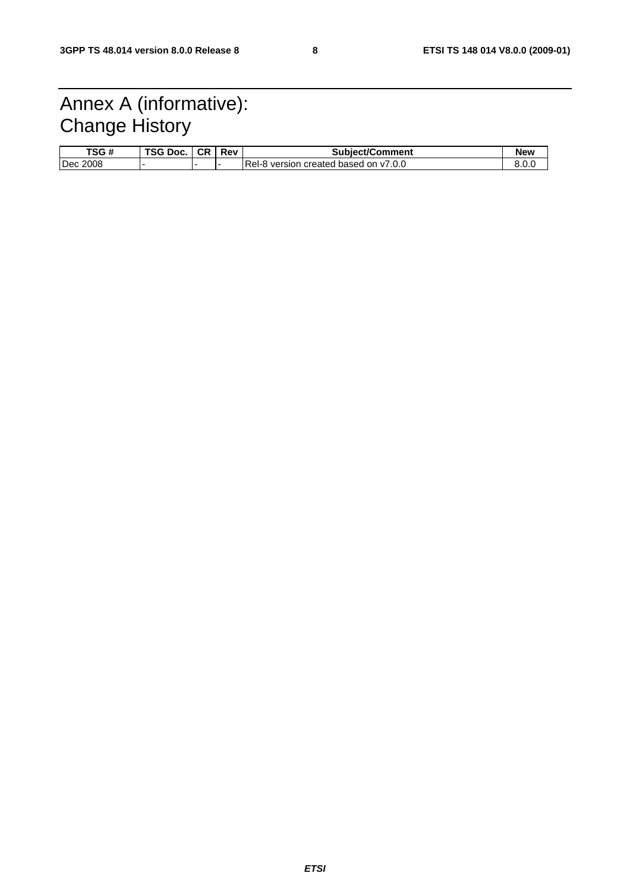# Annex A (informative): Change History

| TSG # | TSG Doc. | CR | Rev | Subject/Comment | New |
|---|---|---|---|---|---|
| Dec 2008 | - | - | - | Rel-8 version created based on v7.0.0 | 8.0.0 |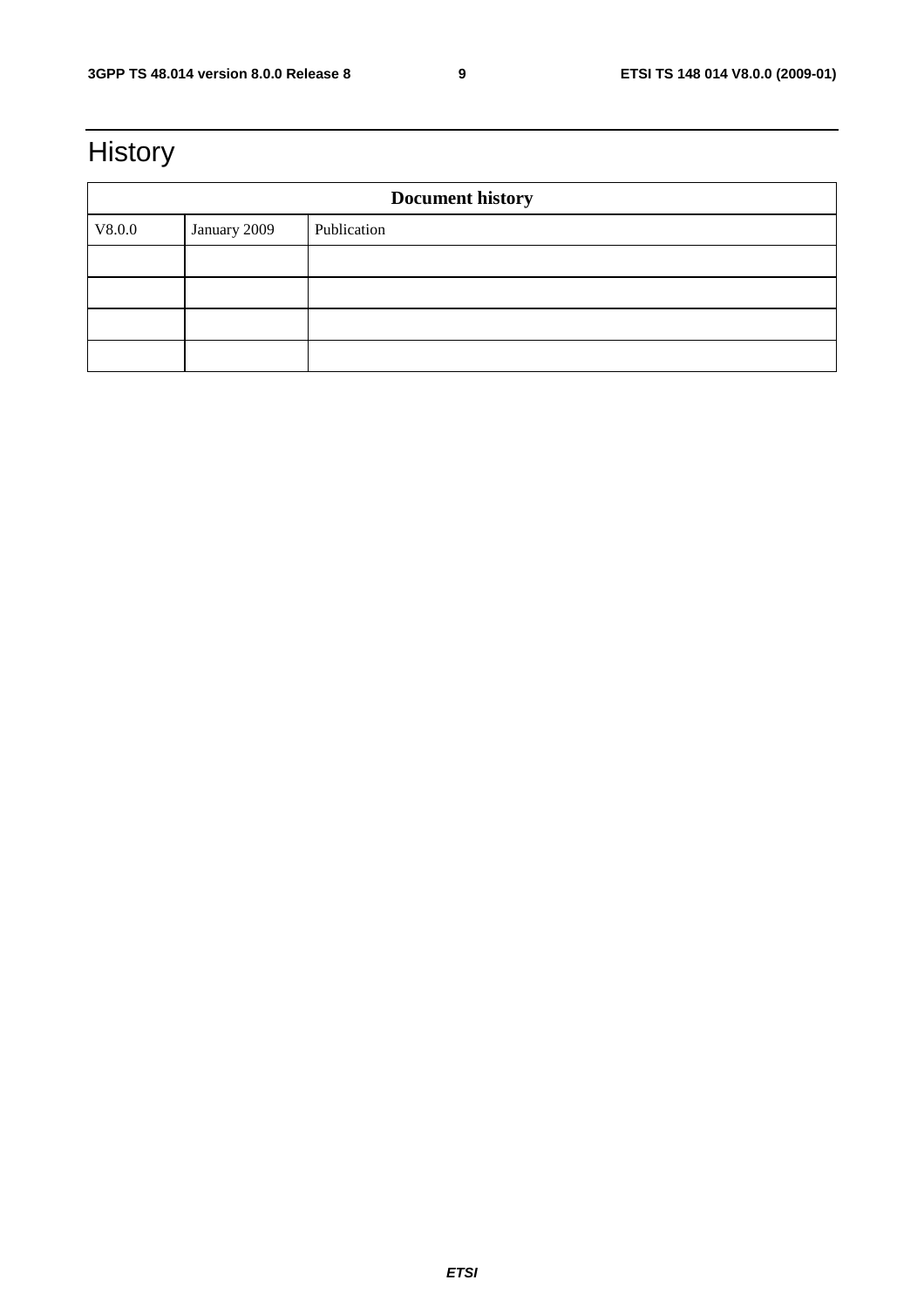# History

| Document history | | |
|---|---|---|
| V8.0.0 | January 2009 | Publication |
| | | |
| | | |
| | | |
| | | |